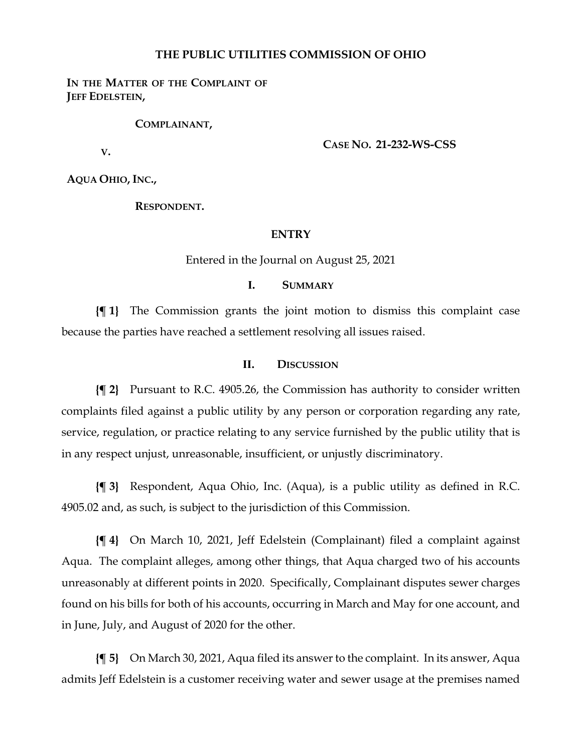# THE PUBLIC UTILITIES COMMISSION OF OHIO

**IN THE MATTER OF THE COMPLAINT OF JEFF EDELSTEIN,**

**COMPLAINANT,**

**V.**

**AQUA OHIO, INC.,**

**RESPONDENT.**

**CASE NO. 21-232-WS-CSS**

## ENTRY

Entered in the Journal on August 25, 2021

### I. SUMMARY

**{¶ 1}** The Commission grants the joint motion to dismiss this complaint case because the parties have reached a settlement resolving all issues raised.

### II. DISCUSSION

**{¶ 2}** Pursuant to R.C. 4905.26, the Commission has authority to consider written complaints filed against a public utility by any person or corporation regarding any rate, service, regulation, or practice relating to any service furnished by the public utility that is in any respect unjust, unreasonable, insufficient, or unjustly discriminatory.

**{¶ 3}** Respondent, Aqua Ohio, Inc. (Aqua), is a public utility as defined in R.C. 4905.02 and, as such, is subject to the jurisdiction of this Commission.

**{¶ 4}** On March 10, 2021, Jeff Edelstein (Complainant) filed a complaint against Aqua. The complaint alleges, among other things, that Aqua charged two of his accounts unreasonably at different points in 2020. Specifically, Complainant disputes sewer charges found on his bills for both of his accounts, occurring in March and May for one account, and in June, July, and August of 2020 for the other.

**{¶ 5}** On March 30, 2021, Aqua filed its answer to the complaint. In its answer, Aqua admits Jeff Edelstein is a customer receiving water and sewer usage at the premises named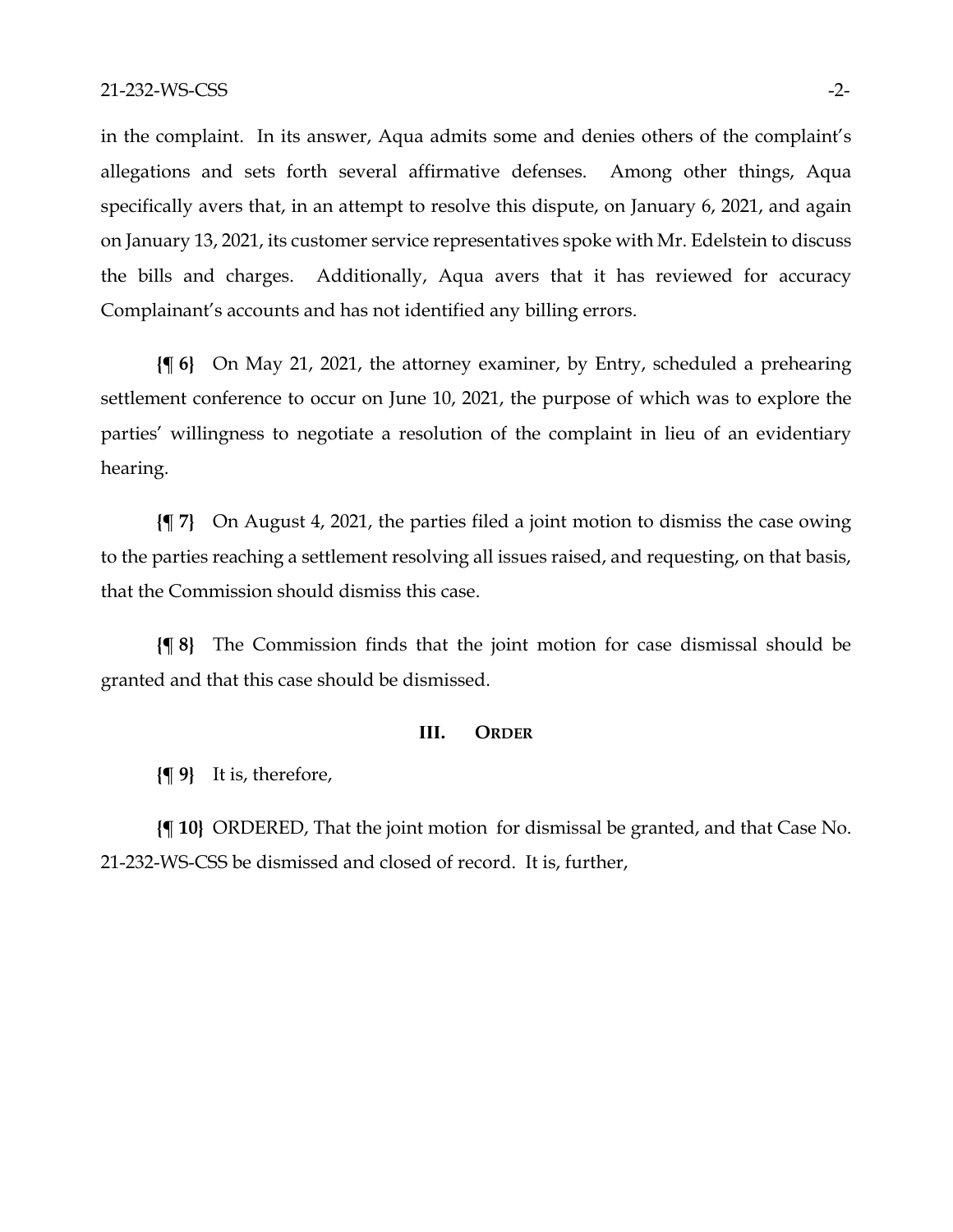in the complaint. In its answer, Aqua admits some and denies others of the complaint's allegations and sets forth several affirmative defenses. Among other things, Aqua specifically avers that, in an attempt to resolve this dispute, on January 6, 2021, and again on January 13, 2021, its customer service representatives spoke with Mr. Edelstein to discuss the bills and charges. Additionally, Aqua avers that it has reviewed for accuracy Complainant's accounts and has not identified any billing errors.

**{¶ 6}** On May 21, 2021, the attorney examiner, by Entry, scheduled a prehearing settlement conference to occur on June 10, 2021, the purpose of which was to explore the parties' willingness to negotiate a resolution of the complaint in lieu of an evidentiary hearing.

**{¶ 7}** On August 4, 2021, the parties filed a joint motion to dismiss the case owing to the parties reaching a settlement resolving all issues raised, and requesting, on that basis, that the Commission should dismiss this case.

**{¶ 8}** The Commission finds that the joint motion for case dismissal should be granted and that this case should be dismissed.

## III. ORDER

**{¶ 9}** It is, therefore,

**{¶ 10}** ORDERED, That the joint motion for dismissal be granted, and that Case No. 21-232-WS-CSS be dismissed and closed of record. It is, further,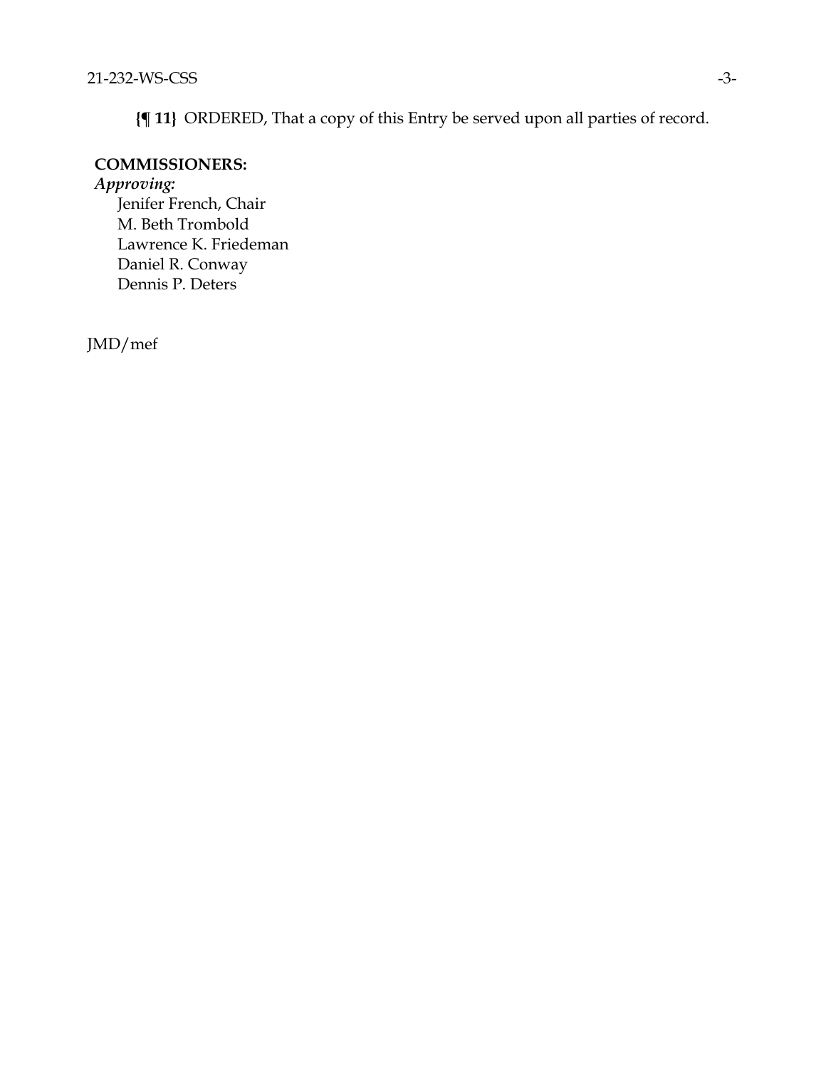**{¶ 11}** ORDERED, That a copy of this Entry be served upon all parties of record.

**COMMISSIONERS:**

***Approving:***

Jenifer French, Chair
M. Beth Trombold
Lawrence K. Friedeman
Daniel R. Conway
Dennis P. Deters

JMD/mef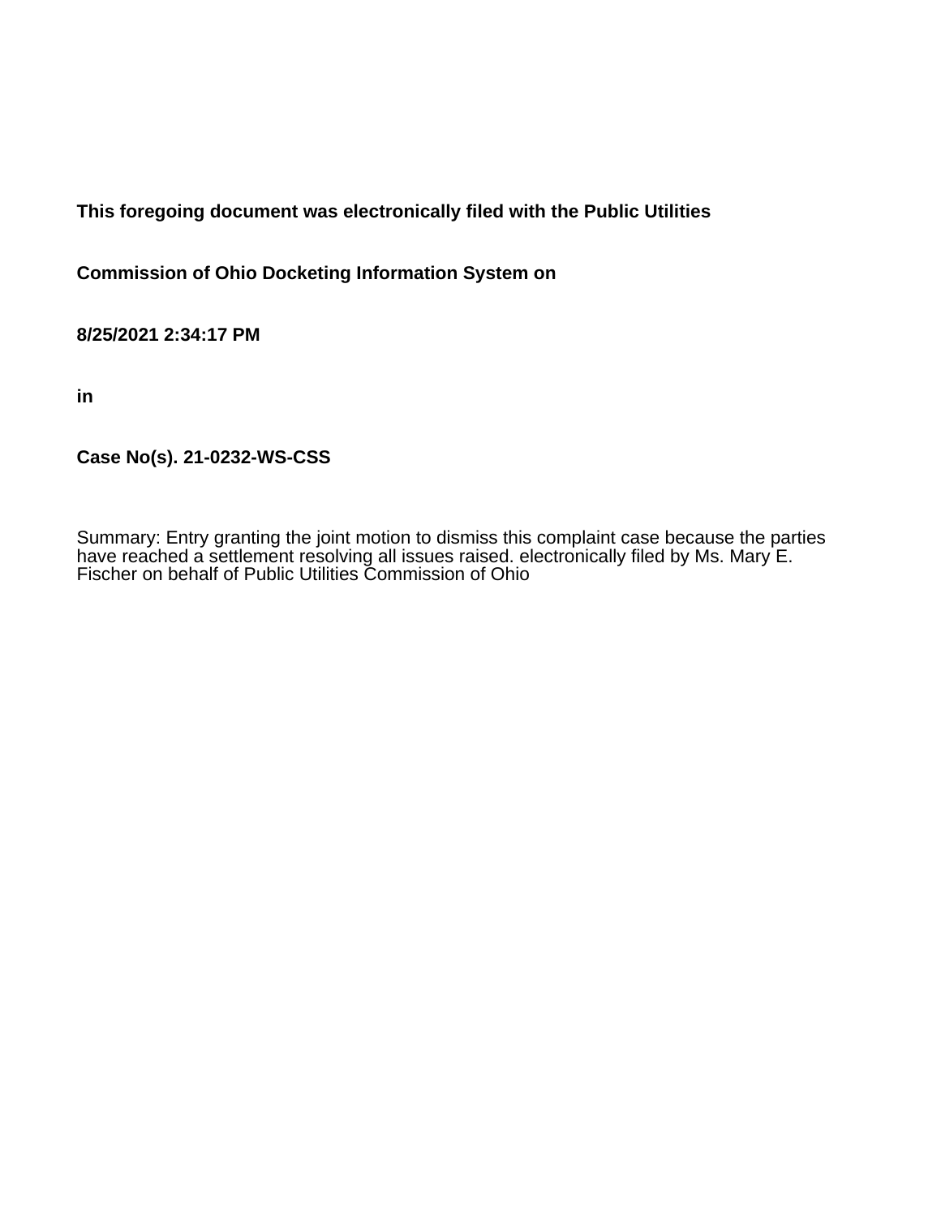**This foregoing document was electronically filed with the Public Utilities**

**Commission of Ohio Docketing Information System on**

**8/25/2021 2:34:17 PM**

**in**

**Case No(s). 21-0232-WS-CSS**

Summary: Entry granting the joint motion to dismiss this complaint case because the parties have reached a settlement resolving all issues raised. electronically filed by Ms. Mary E. Fischer on behalf of Public Utilities Commission of Ohio